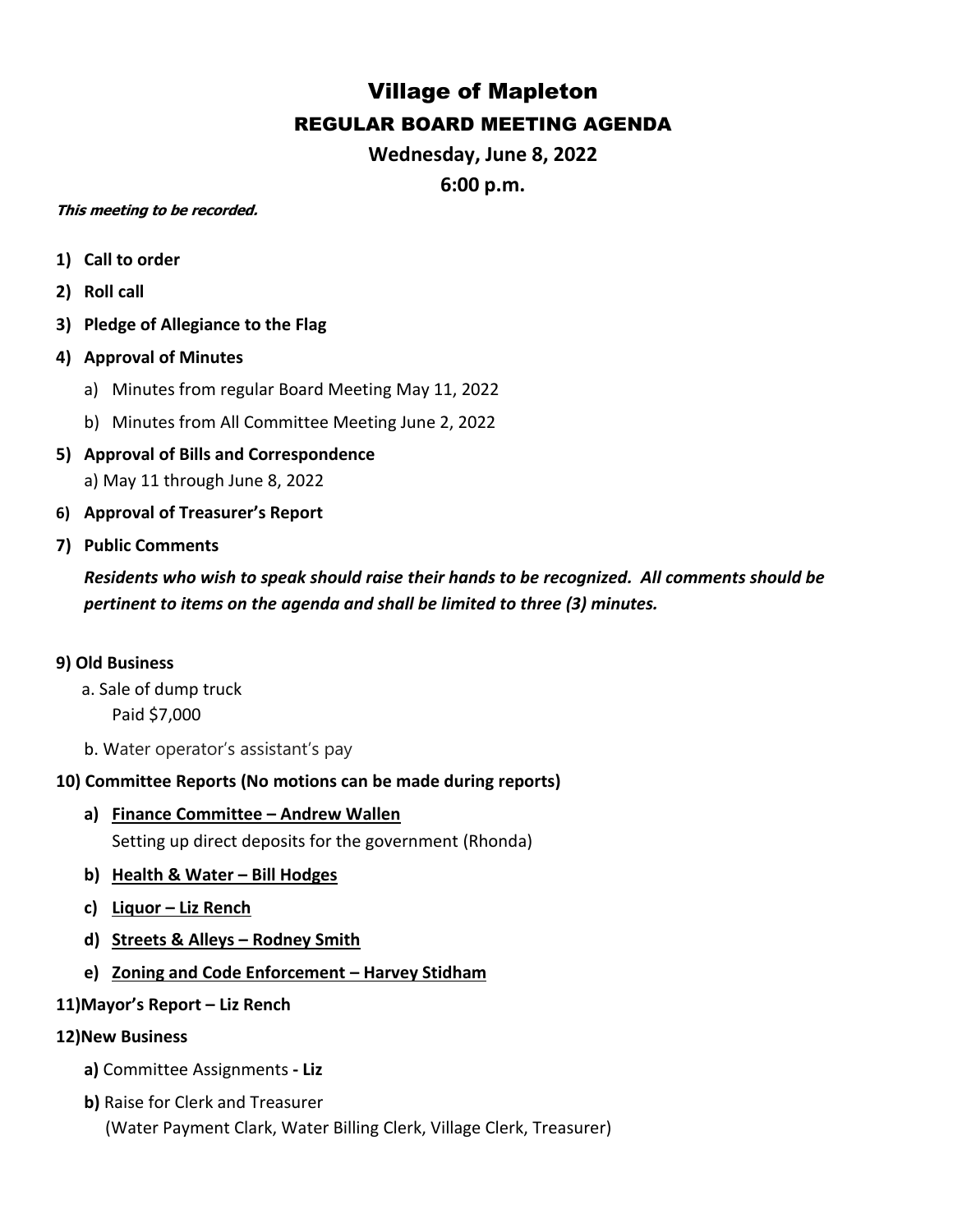# Village of Mapleton

## REGULAR BOARD MEETING AGENDA

### Wednesday, June 8, 2022

### 6:00 p.m.

***This meeting to be recorded.***

1) **Call to order**
2) **Roll call**
3) **Pledge of Allegiance to the Flag**
4) **Approval of Minutes**
   a) Minutes from regular Board Meeting May 11, 2022
   b) Minutes from All Committee Meeting June 2, 2022
5) **Approval of Bills and Correspondence**
   a) May 11 through June 8, 2022
6) **Approval of Treasurer's Report**
7) **Public Comments**

   ***Residents who wish to speak should raise their hands to be recognized. All comments should be pertinent to items on the agenda and shall be limited to three (3) minutes.***

**9) Old Business**

a. Sale of dump truck
   Paid $7,000

b. Water operator's assistant's pay

**10) Committee Reports (No motions can be made during reports)**

a) **<u>Finance Committee – Andrew Wallen</u>**
   Setting up direct deposits for the government (Rhonda)

b) **<u>Health & Water – Bill Hodges</u>**

c) **<u>Liquor – Liz Rench</u>**

d) **<u>Streets & Alleys – Rodney Smith</u>**

e) **<u>Zoning and Code Enforcement – Harvey Stidham</u>**

**11)Mayor's Report – Liz Rench**

**12)New Business**

**a)** Committee Assignments **- Liz**

**b)** Raise for Clerk and Treasurer
   (Water Payment Clark, Water Billing Clerk, Village Clerk, Treasurer)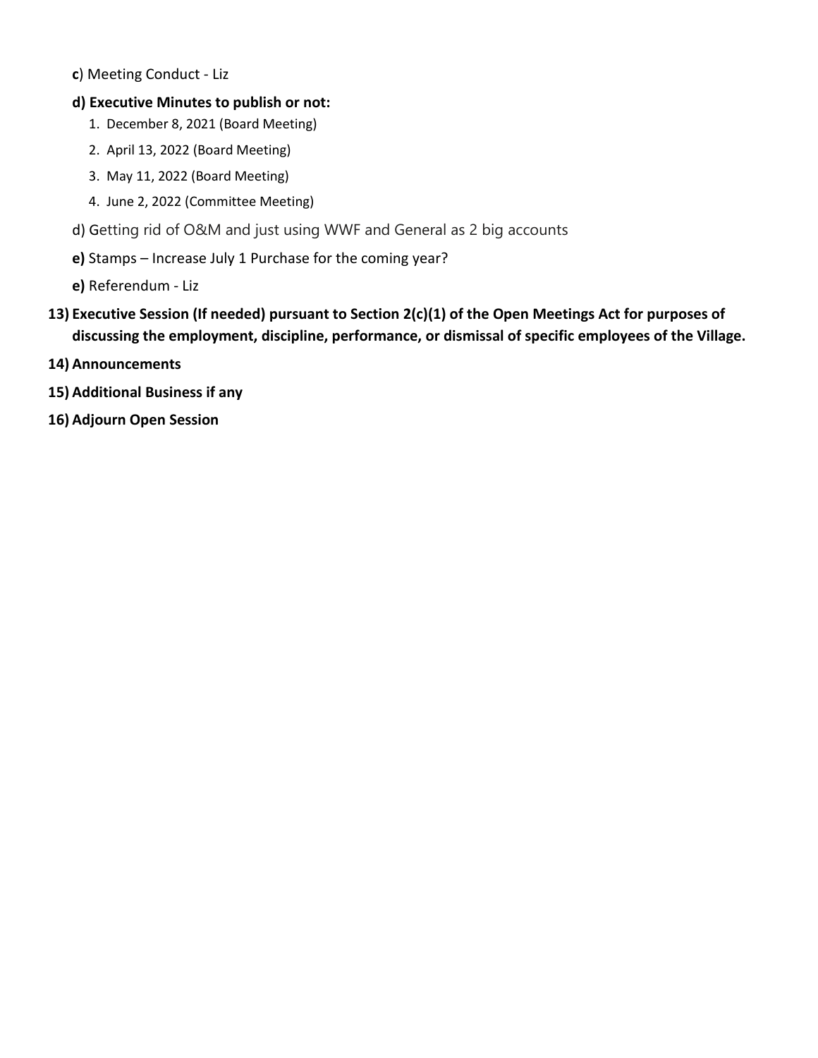**c**) Meeting Conduct - Liz

**d) Executive Minutes to publish or not:**

1. December 8, 2021 (Board Meeting)
2. April 13, 2022 (Board Meeting)
3. May 11, 2022 (Board Meeting)
4. June 2, 2022 (Committee Meeting)

d) Getting rid of O&M and just using WWF and General as 2 big accounts

**e)** Stamps – Increase July 1 Purchase for the coming year?

**e)** Referendum - Liz

**13) Executive Session (If needed) pursuant to Section 2(c)(1) of the Open Meetings Act for purposes of discussing the employment, discipline, performance, or dismissal of specific employees of the Village.**

**14) Announcements**

**15) Additional Business if any**

**16) Adjourn Open Session**